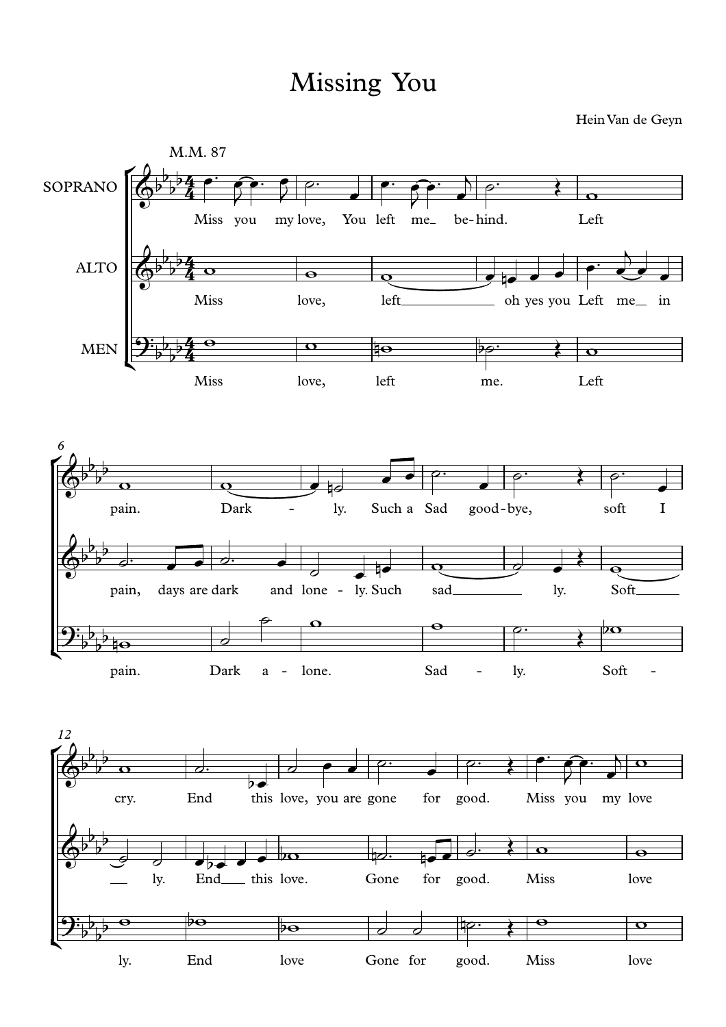# Missing You

Hein Van de Geyn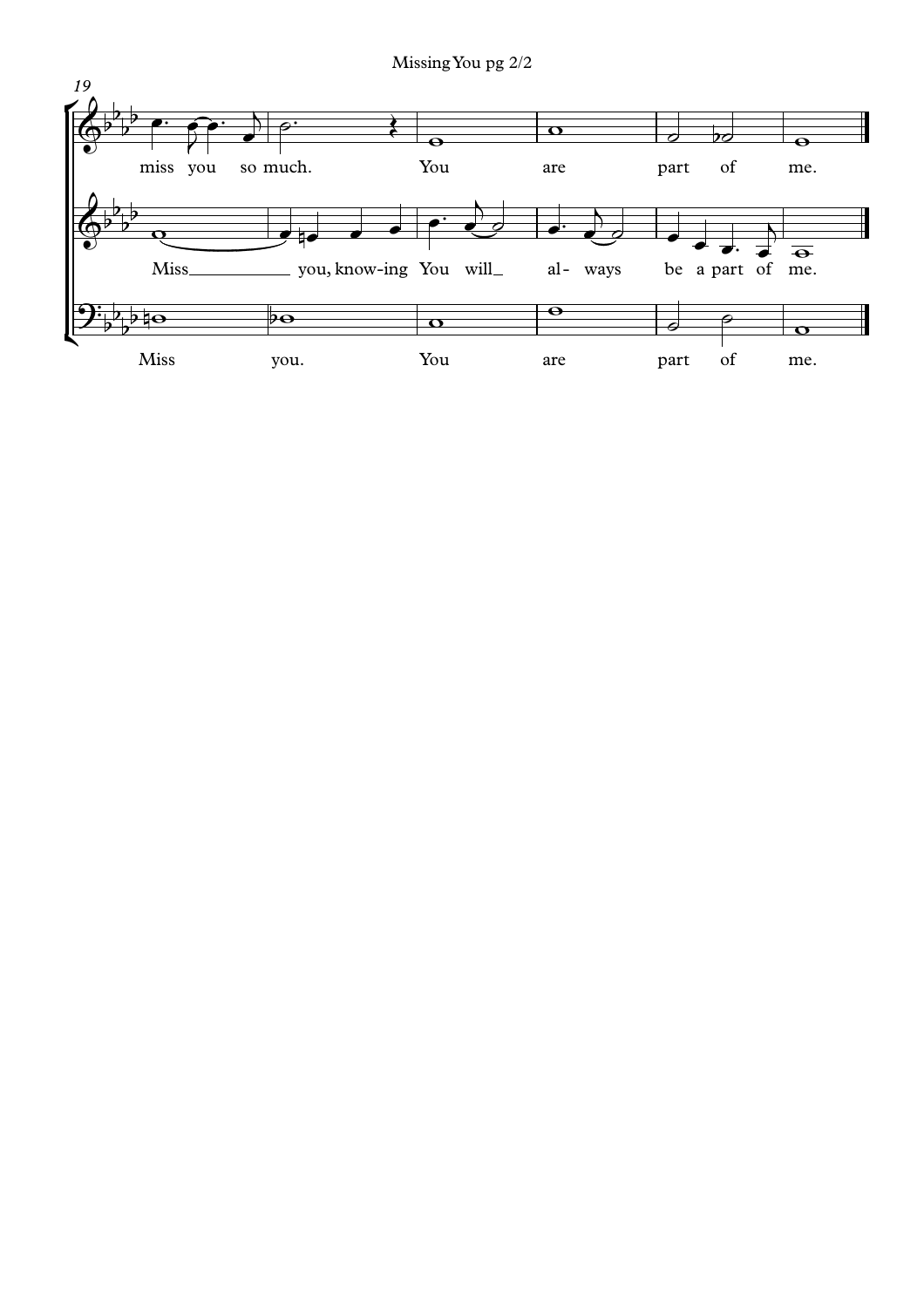19

miss you so much. You are part of me.

Miss___ you, know-ing You will_ al- ways be a part of me.

Miss you. You are part of me.